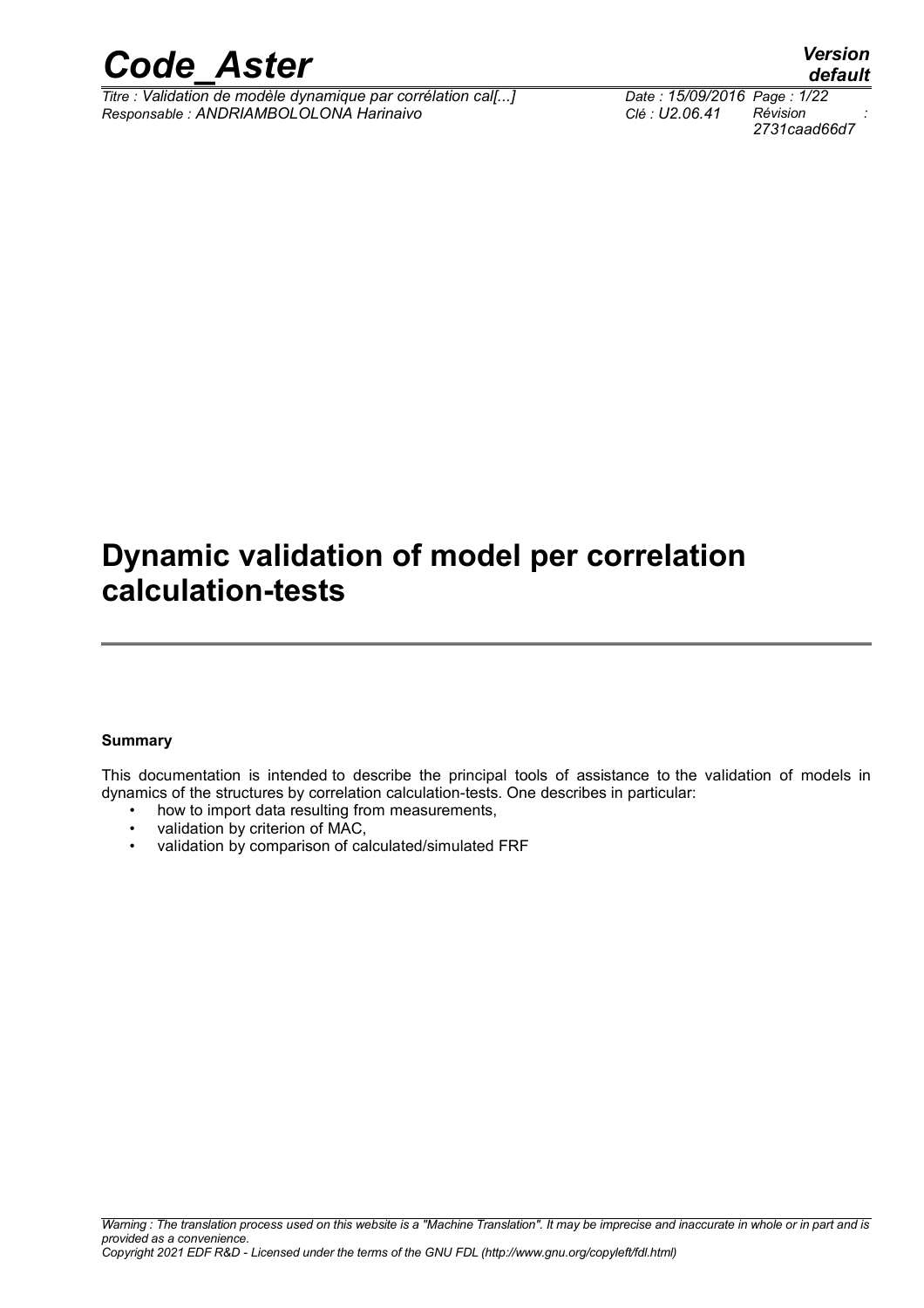# Dynamic validation of model per correlation calculation-tests

**Summary**

This documentation is intended to describe the principal tools of assistance to the validation of models in dynamics of the structures by correlation calculation-tests. One describes in particular:

- how to import data resulting from measurements,
- validation by criterion of MAC,
- validation by comparison of calculated/simulated FRF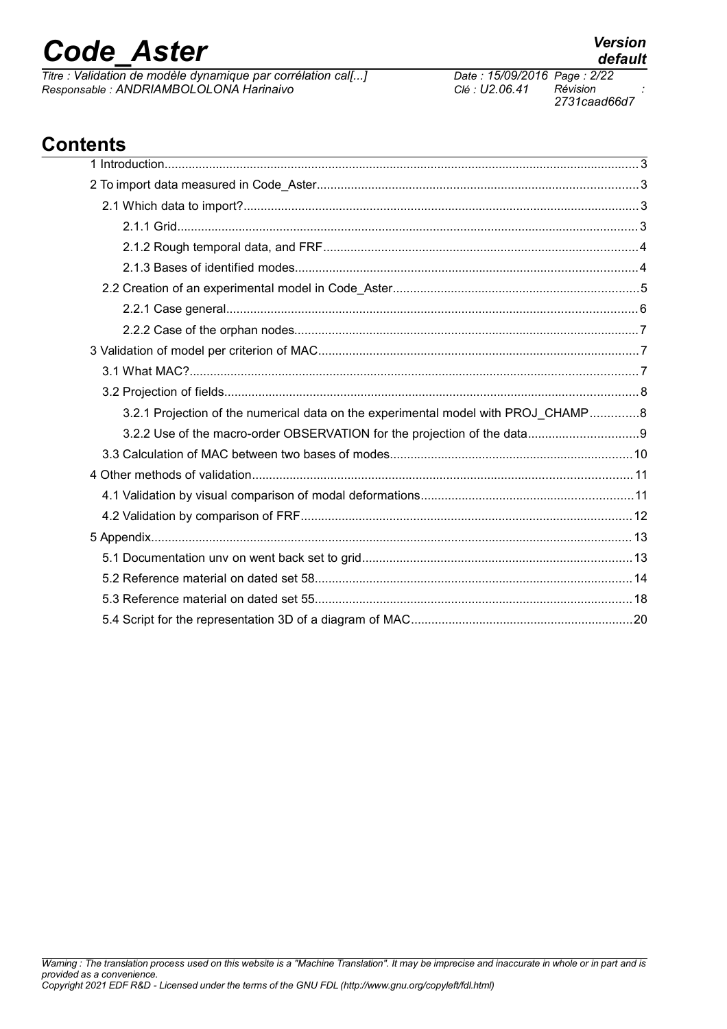# Contents

1 Introduction........................................................................................................................................3

2 To import data measured in Code_Aster............................................................................................3

2.1 Which data to import?..................................................................................................................3

2.1.1 Grid.....................................................................................................................................3

2.1.2 Rough temporal data, and FRF..........................................................................................4

2.1.3 Bases of identified modes...................................................................................................4

2.2 Creation of an experimental model in Code_Aster.......................................................................5

2.2.1 Case general......................................................................................................................6

2.2.2 Case of the orphan nodes...................................................................................................7

3 Validation of model per criterion of MAC.............................................................................................7

3.1 What MAC?..................................................................................................................................7

3.2 Projection of fields.......................................................................................................................8

3.2.1 Projection of the numerical data on the experimental model with PROJ_CHAMP..............8

3.2.2 Use of the macro-order OBSERVATION for the projection of the data................................9

3.3 Calculation of MAC between two bases of modes......................................................................10

4 Other methods of validation..............................................................................................................11

4.1 Validation by visual comparison of modal deformations.............................................................11

4.2 Validation by comparison of FRF................................................................................................12

5 Appendix...........................................................................................................................................13

5.1 Documentation unv on went back set to grid..............................................................................13

5.2 Reference material on dated set 58............................................................................................14

5.3 Reference material on dated set 55............................................................................................18

5.4 Script for the representation 3D of a diagram of MAC.................................................................20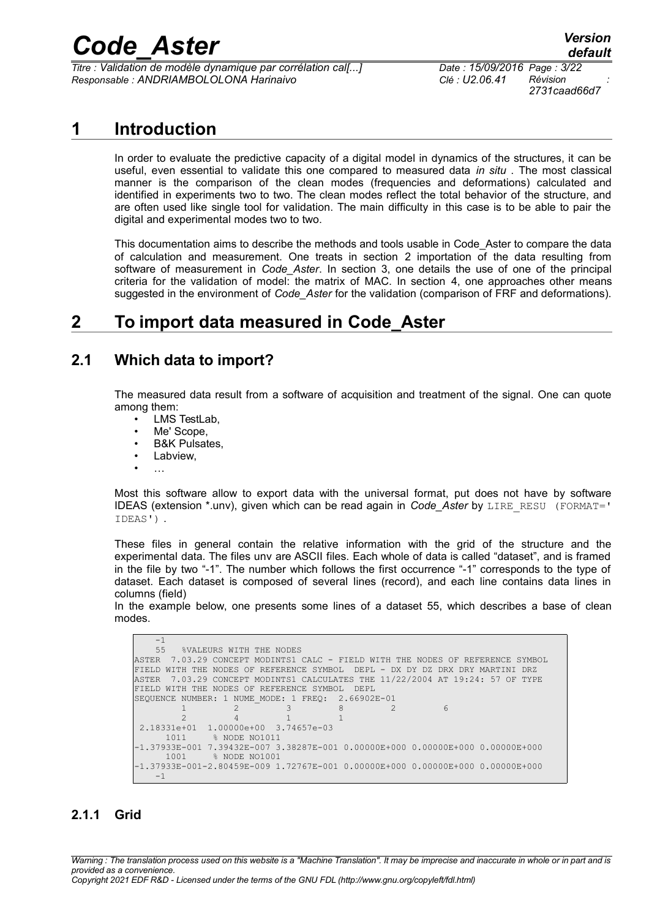# 1 Introduction

In order to evaluate the predictive capacity of a digital model in dynamics of the structures, it can be useful, even essential to validate this one compared to measured data *in situ* . The most classical manner is the comparison of the clean modes (frequencies and deformations) calculated and identified in experiments two to two. The clean modes reflect the total behavior of the structure, and are often used like single tool for validation. The main difficulty in this case is to be able to pair the digital and experimental modes two to two.

This documentation aims to describe the methods and tools usable in Code_Aster to compare the data of calculation and measurement. One treats in section 2 importation of the data resulting from software of measurement in *Code_Aster*. In section 3, one details the use of one of the principal criteria for the validation of model: the matrix of MAC. In section 4, one approaches other means suggested in the environment of *Code_Aster* for the validation (comparison of FRF and deformations).

# 2 To import data measured in Code_Aster

## 2.1 Which data to import?

The measured data result from a software of acquisition and treatment of the signal. One can quote among them:

- LMS TestLab,
- Me' Scope,
- B&K Pulsates,
- Labview,
- …

Most this software allow to export data with the universal format, put does not have by software IDEAS (extension *.unv), given which can be read again in *Code_Aster* by `LIRE_RESU (FORMAT=' IDEAS')` .

These files in general contain the relative information with the grid of the structure and the experimental data. The files unv are ASCII files. Each whole of data is called "dataset", and is framed in the file by two "-1". The number which follows the first occurrence "-1" corresponds to the type of dataset. Each dataset is composed of several lines (record), and each line contains data lines in columns (field)

In the example below, one presents some lines of a dataset 55, which describes a base of clean modes.

```
    -1
    55   %VALEURS WITH THE NODES
ASTER  7.03.29 CONCEPT MODINTS1 CALC - FIELD WITH THE NODES OF REFERENCE SYMBOL
FIELD WITH THE NODES OF REFERENCE SYMBOL  DEPL - DX DY DZ DRX DRY MARTINI DRZ
ASTER  7.03.29 CONCEPT MODINTS1 CALCULATES THE 11/22/2004 AT 19:24: 57 OF TYPE
FIELD WITH THE NODES OF REFERENCE SYMBOL  DEPL
SEQUENCE NUMBER: 1 NUME_MODE: 1 FREQ:  2.66902E-01
         1         2         3         8         2         6
         2         4         1         1
 2.18331e+01  1.00000e+00  3.74657e-03
      1011     % NODE NO1011
-1.37933E-001 7.39432E-007 3.38287E-001 0.00000E+000 0.00000E+000 0.00000E+000
      1001     % NODE NO1001
-1.37933E-001-2.80459E-009 1.72767E-001 0.00000E+000 0.00000E+000 0.00000E+000
    -1
```

### 2.1.1 Grid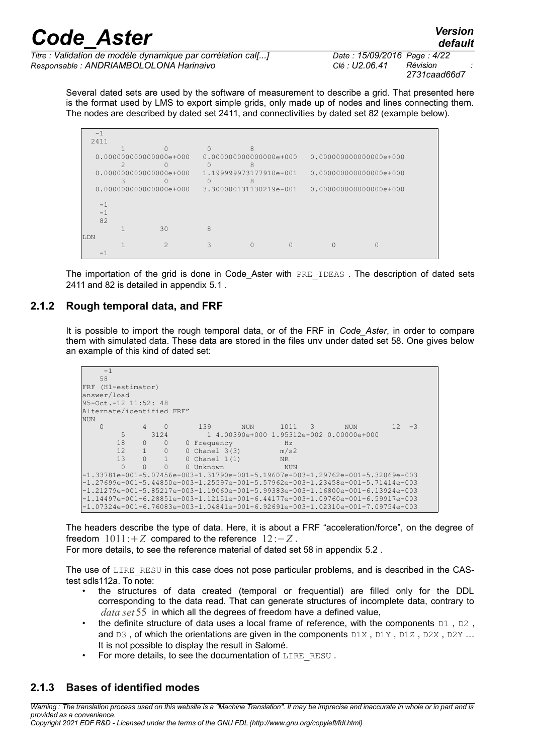Several dated sets are used by the software of measurement to describe a grid. That presented here is the format used by LMS to export simple grids, only made up of nodes and lines connecting them. The nodes are described by dated set 2411, and connectivities by dated set 82 (example below).

```
    -1
  2411
         1         0         0         8
   0.000000000000000e+000   0.000000000000000e+000   0.000000000000000e+000
         2         0         0         8
   0.000000000000000e+000   1.199999973177910e-001   0.000000000000000e+000
         3         0         0         8
   0.000000000000000e+000   3.300000131130219e-001   0.000000000000000e+000

    -1
    -1
    82
         1        30         8
LDN
         1         2         3         0         0         0         0
    -1
```

The importation of the grid is done in Code_Aster with `PRE_IDEAS` . The description of dated sets 2411 and 82 is detailed in appendix 5.1 .

### 2.1.2 Rough temporal data, and FRF

It is possible to import the rough temporal data, or of the FRF in *Code_Aster*, in order to compare them with simulated data. These data are stored in the files unv under dated set 58. One gives below an example of this kind of dated set:

```
    -1
    58
FRF (H1-estimator)
answer/load
95-Oct.-12 11:52: 48
Alternate/identified FRF"
NUN
    0         4    0       139      NUN      1011   3       NUN        12  -3
         5      3124         1 4.00390e+000 1.95312e-002 0.00000e+000
        18    0    0    0 Frequency           Hz
        12    1    0    0 Chanel 3(3)         m/s2
        13    0    1    0 Chanel 1(1)         NR
         0    0    0    0 Unknown             NUN
-1.33781e-001-5.07456e-003-1.31790e-001-5.19607e-003-1.29762e-001-5.32069e-003
-1.27699e-001-5.44850e-003-1.25597e-001-5.57962e-003-1.23458e-001-5.71414e-003
-1.21279e-001-5.85217e-003-1.19060e-001-5.99383e-003-1.16800e-001-6.13924e-003
-1.14497e-001-6.28851e-003-1.12151e-001-6.44177e-003-1.09760e-001-6.59917e-003
-1.07324e-001-6.76083e-003-1.04841e-001-6.92691e-003-1.02310e-001-7.09754e-003
```

The headers describe the type of data. Here, it is about a FRF "acceleration/force", on the degree of freedom $1011:+Z$ compared to the reference $12:-Z$ .
For more details, to see the reference material of dated set 58 in appendix 5.2 .

The use of `LIRE_RESU` in this case does not pose particular problems, and is described in the CAS-test sdls112a. To note:

- the structures of data created (temporal or frequential) are filled only for the DDL corresponding to the data read. That can generate structures of incomplete data, contrary to $data\ set\ 55$ in which all the degrees of freedom have a defined value,
- the definite structure of data uses a local frame of reference, with the components `D1` , `D2` , and `D3` , of which the orientations are given in the components `D1X` , `D1Y` , `D1Z` , `D2X` , `D2Y` … It is not possible to display the result in Salomé.
- For more details, to see the documentation of `LIRE_RESU` .

### 2.1.3 Bases of identified modes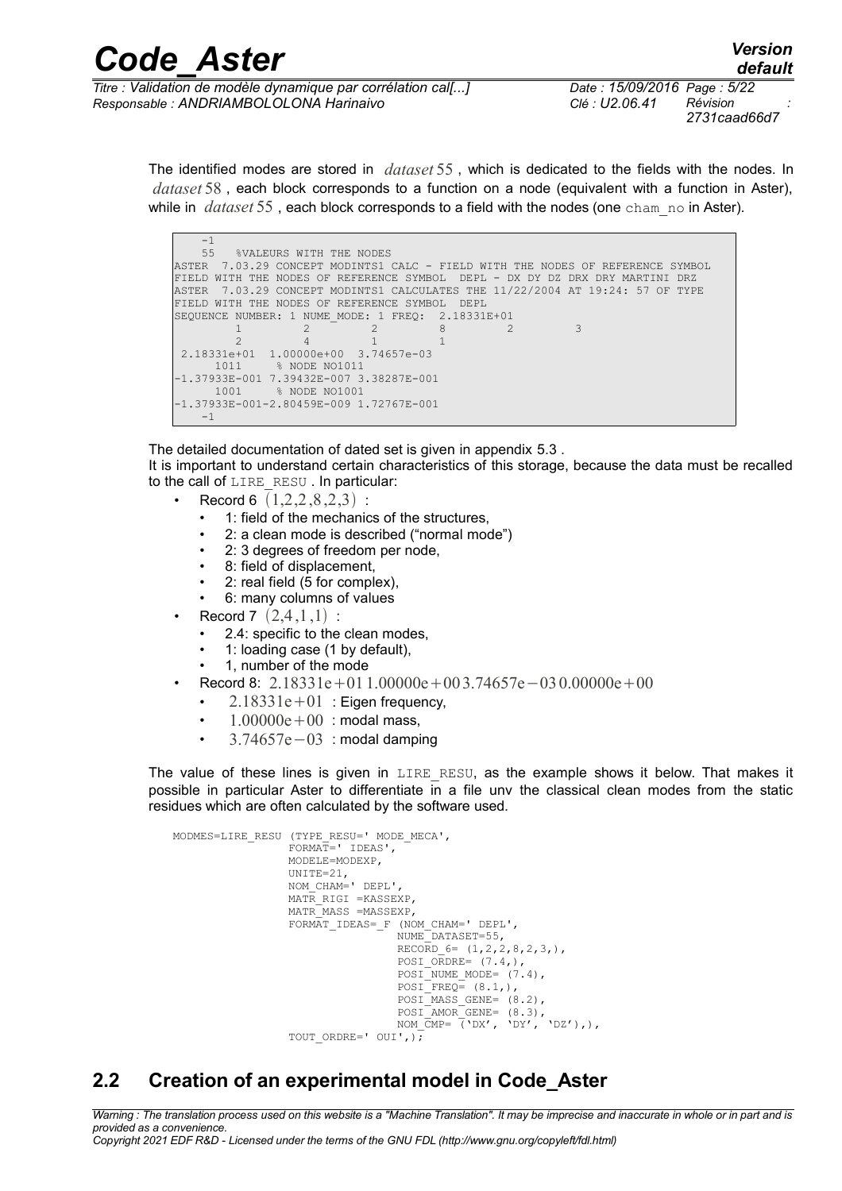The identified modes are stored in $dataset\,55$ , which is dedicated to the fields with the nodes. In $dataset\,58$ , each block corresponds to a function on a node (equivalent with a function in Aster), while in $dataset\,55$ , each block corresponds to a field with the nodes (one cham_no in Aster).

```
    -1
    55   %VALEURS WITH THE NODES
ASTER  7.03.29 CONCEPT MODINTS1 CALC - FIELD WITH THE NODES OF REFERENCE SYMBOL
FIELD WITH THE NODES OF REFERENCE SYMBOL  DEPL - DX DY DZ DRX DRY MARTINI DRZ
ASTER  7.03.29 CONCEPT MODINTS1 CALCULATES THE 11/22/2004 AT 19:24: 57 OF TYPE
FIELD WITH THE NODES OF REFERENCE SYMBOL  DEPL
SEQUENCE NUMBER: 1 NUME_MODE: 1 FREQ:  2.18331E+01
         1         2         2         8         2         3
         2         4         1         1
 2.18331e+01  1.00000e+00  3.74657e-03
      1011     % NODE NO1011
-1.37933E-001 7.39432E-007 3.38287E-001
      1001     % NODE NO1001
-1.37933E-001-2.80459E-009 1.72767E-001
    -1
```

The detailed documentation of dated set is given in appendix 5.3 .
It is important to understand certain characteristics of this storage, because the data must be recalled to the call of LIRE_RESU . In particular:

- Record 6 $(1,2,2,8,2,3)$ :
  - 1: field of the mechanics of the structures,
  - 2: a clean mode is described ("normal mode")
  - 2: 3 degrees of freedom per node,
  - 8: field of displacement,
  - 2: real field (5 for complex),
  - 6: many columns of values
- Record 7 $(2,4,1,1)$ :
  - 2.4: specific to the clean modes,
  - 1: loading case (1 by default),
  - 1, number of the mode
- Record 8: $2.18331e+01\; 1.00000e+00\; 3.74657e-03\; 0.00000e+00$
  - $2.18331e+01$ : Eigen frequency,
  - $1.00000e+00$ : modal mass,
  - $3.74657e-03$ : modal damping

The value of these lines is given in LIRE_RESU, as the example shows it below. That makes it possible in particular Aster to differentiate in a file unv the classical clean modes from the static residues which are often calculated by the software used.

```
MODMES=LIRE_RESU (TYPE_RESU=' MODE_MECA',
                  FORMAT=' IDEAS',
                  MODELE=MODEXP,
                  UNITE=21,
                  NOM_CHAM=' DEPL',
                  MATR_RIGI =KASSEXP,
                  MATR_MASS =MASSEXP,
                  FORMAT_IDEAS=_F (NOM_CHAM=' DEPL',
                                   NUME_DATASET=55,
                                   RECORD_6= (1,2,2,8,2,3,),
                                   POSI_ORDRE= (7.4,),
                                   POSI_NUME_MODE= (7.4),
                                   POSI_FREQ= (8.1,),
                                   POSI_MASS_GENE= (8.2),
                                   POSI_AMOR_GENE= (8.3),
                                   NOM_CMP= ('DX', 'DY', 'DZ'),),
                  TOUT_ORDRE=' OUI',);
```

## 2.2 Creation of an experimental model in Code_Aster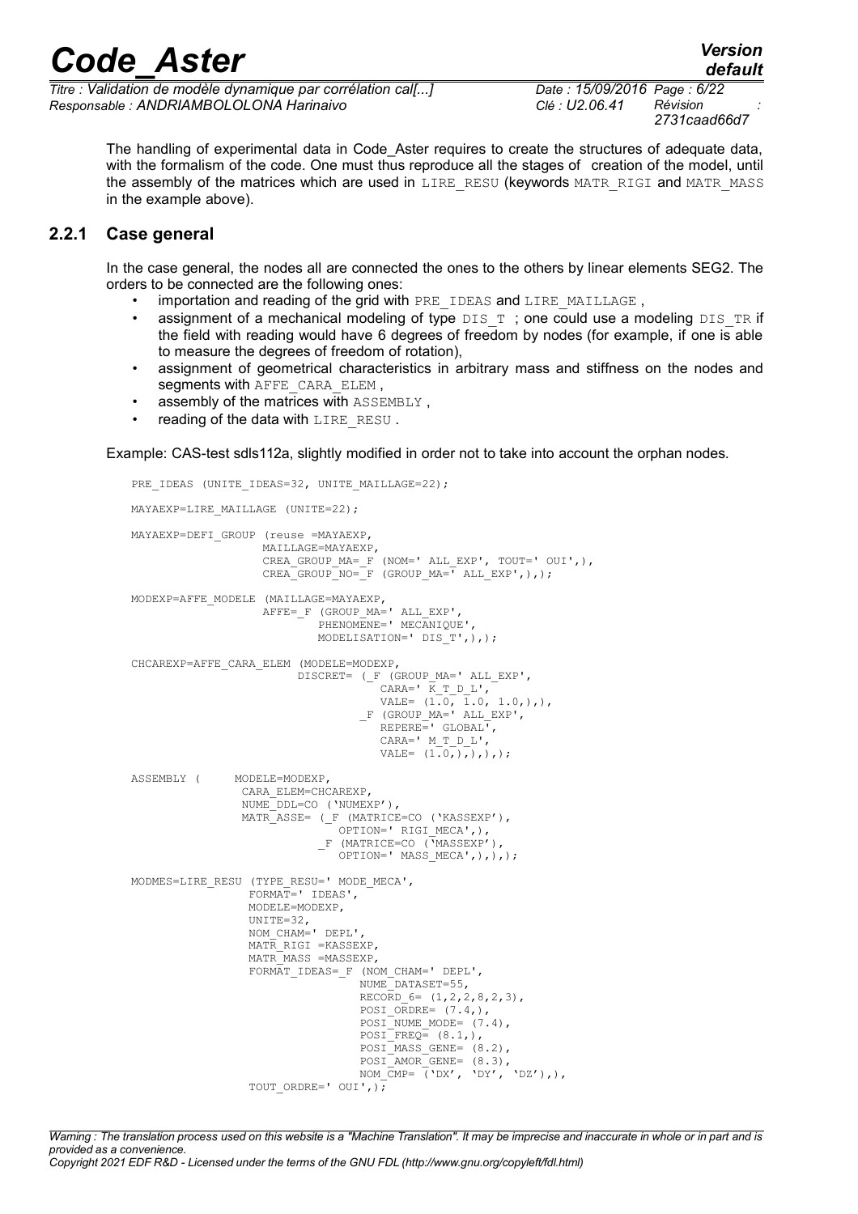The handling of experimental data in Code_Aster requires to create the structures of adequate data, with the formalism of the code. One must thus reproduce all the stages of creation of the model, until the assembly of the matrices which are used in LIRE_RESU (keywords MATR_RIGI and MATR_MASS in the example above).

### 2.2.1 Case general

In the case general, the nodes all are connected the ones to the others by linear elements SEG2. The orders to be connected are the following ones:

- importation and reading of the grid with PRE_IDEAS and LIRE_MAILLAGE ,
- assignment of a mechanical modeling of type DIS_T ; one could use a modeling DIS_TR if the field with reading would have 6 degrees of freedom by nodes (for example, if one is able to measure the degrees of freedom of rotation),
- assignment of geometrical characteristics in arbitrary mass and stiffness on the nodes and segments with AFFE_CARA_ELEM ,
- assembly of the matrices with ASSEMBLY ,
- reading of the data with LIRE_RESU .

Example: CAS-test sdls112a, slightly modified in order not to take into account the orphan nodes.

```
PRE_IDEAS (UNITE_IDEAS=32, UNITE_MAILLAGE=22);

MAYAEXP=LIRE_MAILLAGE (UNITE=22);

MAYAEXP=DEFI_GROUP (reuse =MAYAEXP,
                   MAILLAGE=MAYAEXP,
                   CREA_GROUP_MA=_F (NOM=' ALL_EXP', TOUT=' OUI',),
                   CREA_GROUP_NO=_F (GROUP_MA=' ALL_EXP',),);

MODEXP=AFFE_MODELE (MAILLAGE=MAYAEXP,
                   AFFE=_F (GROUP_MA=' ALL_EXP',
                           PHENOMENE=' MECANIQUE',
                           MODELISATION=' DIS_T',),);

CHCAREXP=AFFE_CARA_ELEM (MODELE=MODEXP,
                        DISCRET= (_F (GROUP_MA=' ALL_EXP',
                                     CARA=' K_T_D_L',
                                     VALE= (1.0, 1.0, 1.0,),),
                                  _F (GROUP_MA=' ALL_EXP',
                                     REPERE=' GLOBAL',
                                     CARA=' M_T_D_L',
                                     VALE= (1.0,),),),);

ASSEMBLY (     MODELE=MODEXP,
               CARA_ELEM=CHCAREXP,
               NUME_DDL=CO ('NUMEXP'),
               MATR_ASSE= (_F (MATRICE=CO ('KASSEXP'),
                              OPTION=' RIGI_MECA',),
                           _F (MATRICE=CO ('MASSEXP'),
                              OPTION=' MASS_MECA',),),);

MODMES=LIRE_RESU (TYPE_RESU=' MODE_MECA',
                 FORMAT=' IDEAS',
                 MODELE=MODEXP,
                 UNITE=32,
                 NOM_CHAM=' DEPL',
                 MATR_RIGI =KASSEXP,
                 MATR_MASS =MASSEXP,
                 FORMAT_IDEAS=_F (NOM_CHAM=' DEPL',
                                 NUME_DATASET=55,
                                 RECORD_6= (1,2,2,8,2,3),
                                 POSI_ORDRE= (7.4,),
                                 POSI_NUME_MODE= (7.4),
                                 POSI_FREQ= (8.1,),
                                 POSI_MASS_GENE= (8.2),
                                 POSI_AMOR_GENE= (8.3),
                                 NOM_CMP= ('DX', 'DY', 'DZ'),),
                 TOUT_ORDRE=' OUI',);
```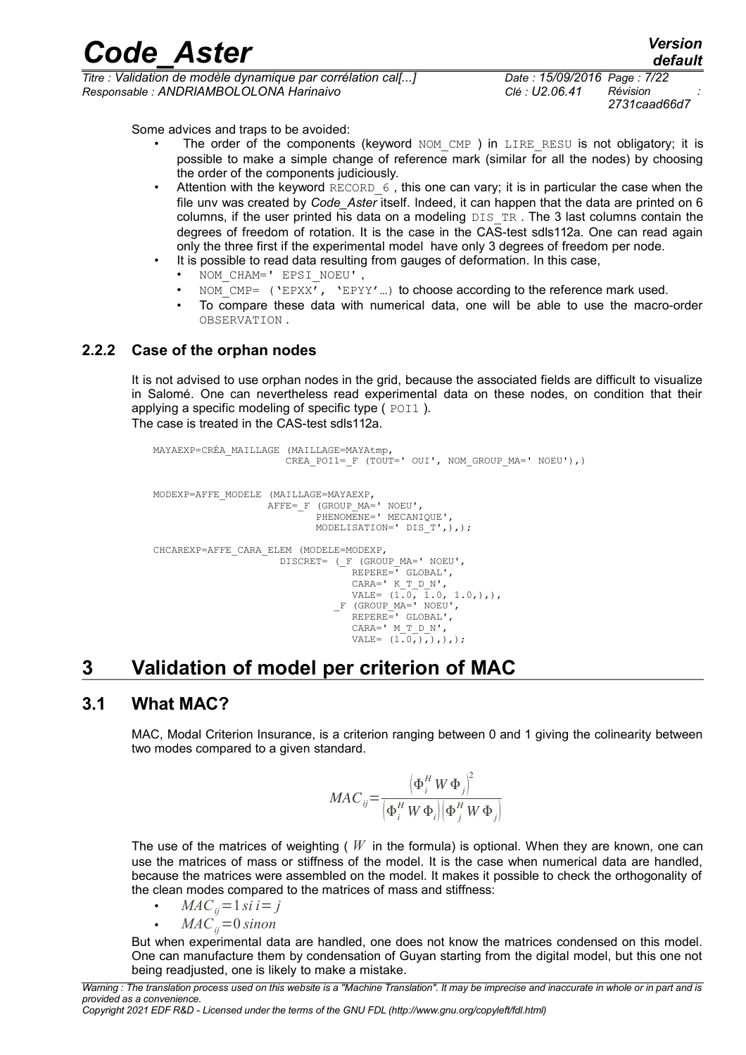Some advices and traps to be avoided:

- The order of the components (keyword NOM_CMP ) in LIRE_RESU is not obligatory; it is possible to make a simple change of reference mark (similar for all the nodes) by choosing the order of the components judiciously.
- Attention with the keyword RECORD_6 , this one can vary; it is in particular the case when the file unv was created by *Code_Aster* itself. Indeed, it can happen that the data are printed on 6 columns, if the user printed his data on a modeling DIS_TR . The 3 last columns contain the degrees of freedom of rotation. It is the case in the CAS-test sdls112a. One can read again only the three first if the experimental model have only 3 degrees of freedom per node.
- It is possible to read data resulting from gauges of deformation. In this case,
  - NOM_CHAM=' EPSI_NOEU' ,
  - NOM_CMP= ('EPXX', 'EPYY'…) to choose according to the reference mark used.
  - To compare these data with numerical data, one will be able to use the macro-order OBSERVATION .

### 2.2.2 Case of the orphan nodes

It is not advised to use orphan nodes in the grid, because the associated fields are difficult to visualize in Salomé. One can nevertheless read experimental data on these nodes, on condition that their applying a specific modeling of specific type ( POI1 ).
The case is treated in the CAS-test sdls112a.

```
MAYAEXP=CRÉA_MAILLAGE (MAILLAGE=MAYAtmp,
                      CREA_POI1=_F (TOUT=' OUI', NOM_GROUP_MA=' NOEU'),)


MODEXP=AFFE_MODELE (MAILLAGE=MAYAEXP,
                   AFFE=_F (GROUP_MA=' NOEU',
                           PHENOMENE=' MECANIQUE',
                           MODELISATION=' DIS_T',),);

CHCAREXP=AFFE_CARA_ELEM (MODELE=MODEXP,
                        DISCRET= (_F (GROUP_MA=' NOEU',
                                     REPERE=' GLOBAL',
                                     CARA=' K_T_D_N',
                                     VALE= (1.0, 1.0, 1.0,),),
                                 _F (GROUP_MA=' NOEU',
                                     REPERE=' GLOBAL',
                                     CARA=' M_T_D_N',
                                     VALE= (1.0,),),),);
```

# 3 Validation of model per criterion of MAC

## 3.1 What MAC?

MAC, Modal Criterion Insurance, is a criterion ranging between 0 and 1 giving the colinearity between two modes compared to a given standard.

$$MAC_{ij} = \frac{\left(\Phi_i^H W \Phi_j\right)^2}{\left(\Phi_i^H W \Phi_i\right)\left(\Phi_j^H W \Phi_j\right)}$$

The use of the matrices of weighting ( $W$ in the formula) is optional. When they are known, one can use the matrices of mass or stiffness of the model. It is the case when numerical data are handled, because the matrices were assembled on the model. It makes it possible to check the orthogonality of the clean modes compared to the matrices of mass and stiffness:

- $MAC_{ij} = 1\ si\ i = j$
- $MAC_{ij} = 0\ sinon$

But when experimental data are handled, one does not know the matrices condensed on this model. One can manufacture them by condensation of Guyan starting from the digital model, but this one not being readjusted, one is likely to make a mistake.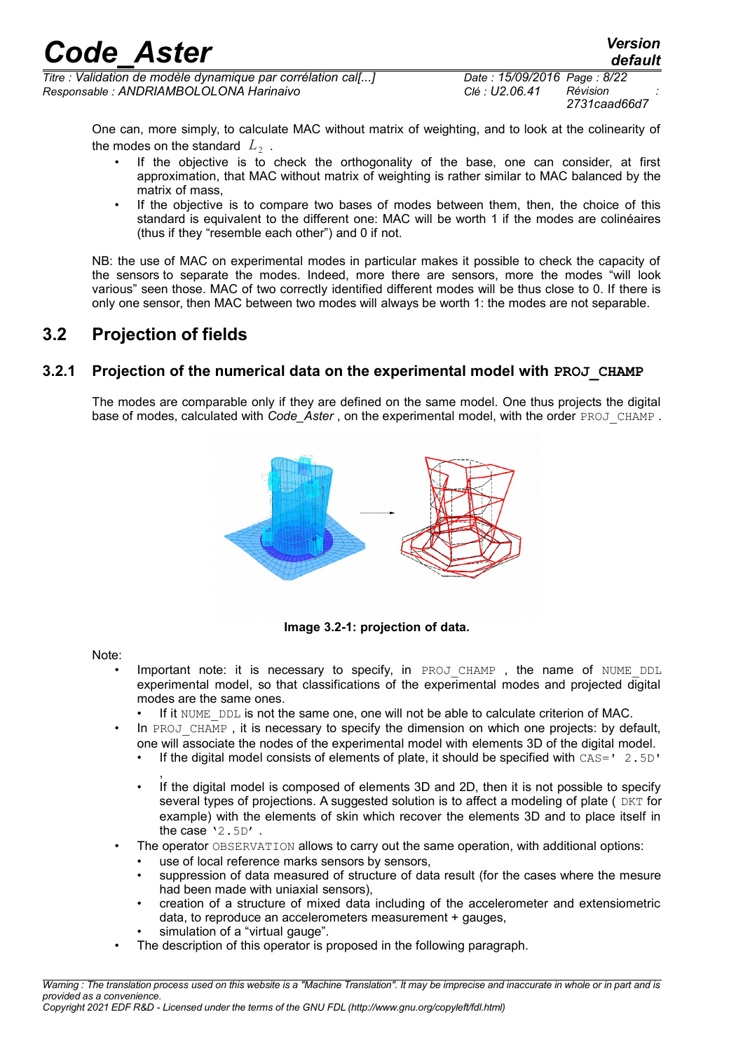One can, more simply, to calculate MAC without matrix of weighting, and to look at the colinearity of the modes on the standard $L_2$ .

- If the objective is to check the orthogonality of the base, one can consider, at first approximation, that MAC without matrix of weighting is rather similar to MAC balanced by the matrix of mass,
- If the objective is to compare two bases of modes between them, then, the choice of this standard is equivalent to the different one: MAC will be worth 1 if the modes are colinéaires (thus if they "resemble each other") and 0 if not.

NB: the use of MAC on experimental modes in particular makes it possible to check the capacity of the sensors to separate the modes. Indeed, more there are sensors, more the modes "will look various" seen those. MAC of two correctly identified different modes will be thus close to 0. If there is only one sensor, then MAC between two modes will always be worth 1: the modes are not separable.

## 3.2 Projection of fields

### 3.2.1 Projection of the numerical data on the experimental model with PROJ_CHAMP

The modes are comparable only if they are defined on the same model. One thus projects the digital base of modes, calculated with *Code_Aster* , on the experimental model, with the order PROJ_CHAMP .

**Image 3.2-1: projection of data.**

Note:

- Important note: it is necessary to specify, in PROJ_CHAMP , the name of NUME_DDL experimental model, so that classifications of the experimental modes and projected digital modes are the same ones.
  - If it NUME_DDL is not the same one, one will not be able to calculate criterion of MAC.
- In PROJ_CHAMP , it is necessary to specify the dimension on which one projects: by default, one will associate the nodes of the experimental model with elements 3D of the digital model.
  - If the digital model consists of elements of plate, it should be specified with CAS=' 2.5D' ,
  - If the digital model is composed of elements 3D and 2D, then it is not possible to specify several types of projections. A suggested solution is to affect a modeling of plate ( DKT for example) with the elements of skin which recover the elements 3D and to place itself in the case '2.5D' .
- The operator OBSERVATION allows to carry out the same operation, with additional options:
  - use of local reference marks sensors by sensors,
  - suppression of data measured of structure of data result (for the cases where the mesure had been made with uniaxial sensors),
  - creation of a structure of mixed data including of the accelerometer and extensiometric data, to reproduce an accelerometers measurement + gauges,
  - simulation of a "virtual gauge".
- The description of this operator is proposed in the following paragraph.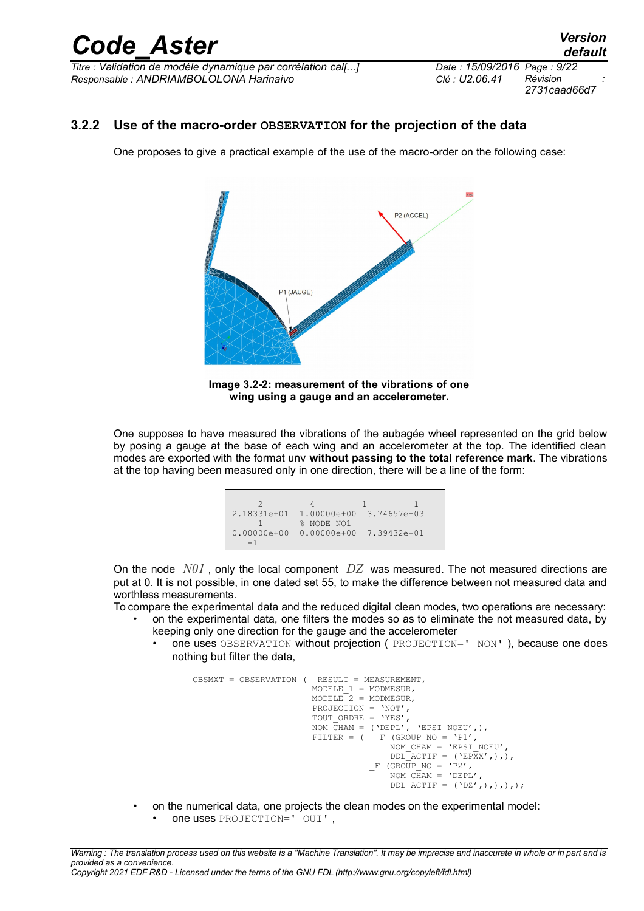### 3.2.2 Use of the macro-order `OBSERVATION` for the projection of the data

One proposes to give a practical example of the use of the macro-order on the following case:

**Image 3.2-2: measurement of the vibrations of one wing using a gauge and an accelerometer.**

One supposes to have measured the vibrations of the aubagée wheel represented on the grid below by posing a gauge at the base of each wing and an accelerometer at the top. The identified clean modes are exported with the format unv **without passing to the total reference mark**. The vibrations at the top having been measured only in one direction, there will be a line of the form:

```
     2          4          1          1
2.18331e+01  1.00000e+00  3.74657e-03
     1       % NODE NO1
0.00000e+00  0.00000e+00  7.39432e-01
    -1
```

On the node $N01$ , only the local component $DZ$ was measured. The not measured directions are put at 0. It is not possible, in one dated set 55, to make the difference between not measured data and worthless measurements.

To compare the experimental data and the reduced digital clean modes, two operations are necessary:

- on the experimental data, one filters the modes so as to eliminate the not measured data, by keeping only one direction for the gauge and the accelerometer
  - one uses `OBSERVATION` without projection ( `PROJECTION=' NON'` ), because one does nothing but filter the data,

```
OBSMXT = OBSERVATION (  RESULT = MEASUREMENT,
                        MODELE_1 = MODMESUR,
                        MODELE_2 = MODMESUR,
                        PROJECTION = 'NOT',
                        TOUT_ORDRE = 'YES',
                        NOM_CHAM = ('DEPL', 'EPSI_NOEU',),
                        FILTER = (  _F (GROUP_NO = 'P1',
                                        NOM_CHAM = 'EPSI_NOEU',
                                        DDL_ACTIF = ('EPXX',),),
                                    _F (GROUP_NO = 'P2',
                                        NOM_CHAM = 'DEPL',
                                        DDL_ACTIF = ('DZ',),),),);
```

- on the numerical data, one projects the clean modes on the experimental model:
  - one uses `PROJECTION=' OUI'` ,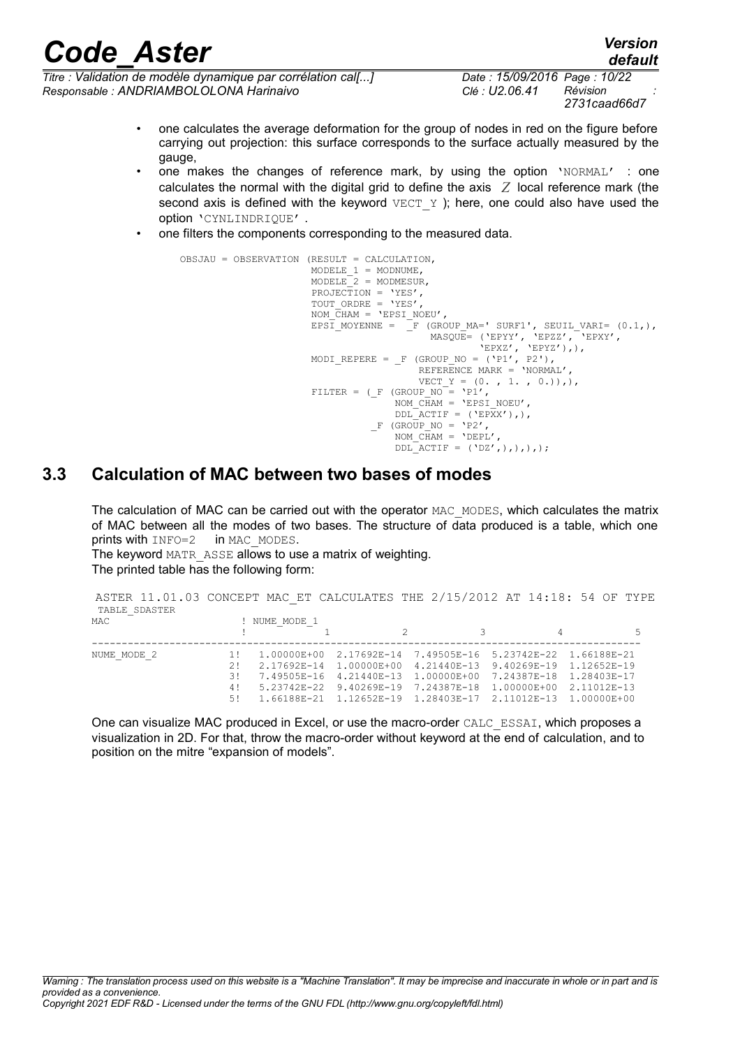- one calculates the average deformation for the group of nodes in red on the figure before carrying out projection: this surface corresponds to the surface actually measured by the gauge,
- one makes the changes of reference mark, by using the option 'NORMAL' : one calculates the normal with the digital grid to define the axis $Z$ local reference mark (the second axis is defined with the keyword VECT_Y ); here, one could also have used the option 'CYNLINDRIQUE' .
- one filters the components corresponding to the measured data.

```
OBSJAU = OBSERVATION (RESULT = CALCULATION,
                      MODELE_1 = MODNUME,
                      MODELE_2 = MODMESUR,
                      PROJECTION = 'YES',
                      TOUT_ORDRE = 'YES',
                      NOM_CHAM = 'EPSI_NOEU',
                      EPSI_MOYENNE = _F (GROUP_MA=' SURF1', SEUIL_VARI= (0.1,),
                                         MASQUE= ('EPYY', 'EPZZ', 'EPXY',
                                                  'EPXZ', 'EPYZ'),),
                      MODI_REPERE = _F (GROUP_NO = ('P1', P2'),
                                        REFERENCE MARK = 'NORMAL',
                                        VECT_Y = (0. , 1. , 0.)),),
                      FILTER = (_F (GROUP_NO = 'P1',
                                    NOM_CHAM = 'EPSI_NOEU',
                                    DDL_ACTIF = ('EPXX'),),
                                _F (GROUP_NO = 'P2',
                                    NOM_CHAM = 'DEPL',
                                    DDL_ACTIF = ('DZ',),),),);
```

## 3.3 Calculation of MAC between two bases of modes

The calculation of MAC can be carried out with the operator MAC_MODES, which calculates the matrix of MAC between all the modes of two bases. The structure of data produced is a table, which one prints with INFO=2 in MAC_MODES.

The keyword MATR_ASSE allows to use a matrix of weighting.

The printed table has the following form:

```
 ASTER 11.01.03 CONCEPT MAC_ET CALCULATES THE 2/15/2012 AT 14:18: 54 OF TYPE
 TABLE_SDASTER
MAC                  ! NUME_MODE_1
                     !           1            2            3            4            5
-------------------------------------------------------------------------------------------
NUME_MODE_2        1!   1.00000E+00  2.17692E-14  7.49505E-16  5.23742E-22  1.66188E-21
                   2!   2.17692E-14  1.00000E+00  4.21440E-13  9.40269E-19  1.12652E-19
                   3!   7.49505E-16  4.21440E-13  1.00000E+00  7.24387E-18  1.28403E-17
                   4!   5.23742E-22  9.40269E-19  7.24387E-18  1.00000E+00  2.11012E-13
                   5!   1.66188E-21  1.12652E-19  1.28403E-17  2.11012E-13  1.00000E+00
```

One can visualize MAC produced in Excel, or use the macro-order CALC_ESSAI, which proposes a visualization in 2D. For that, throw the macro-order without keyword at the end of calculation, and to position on the mitre "expansion of models".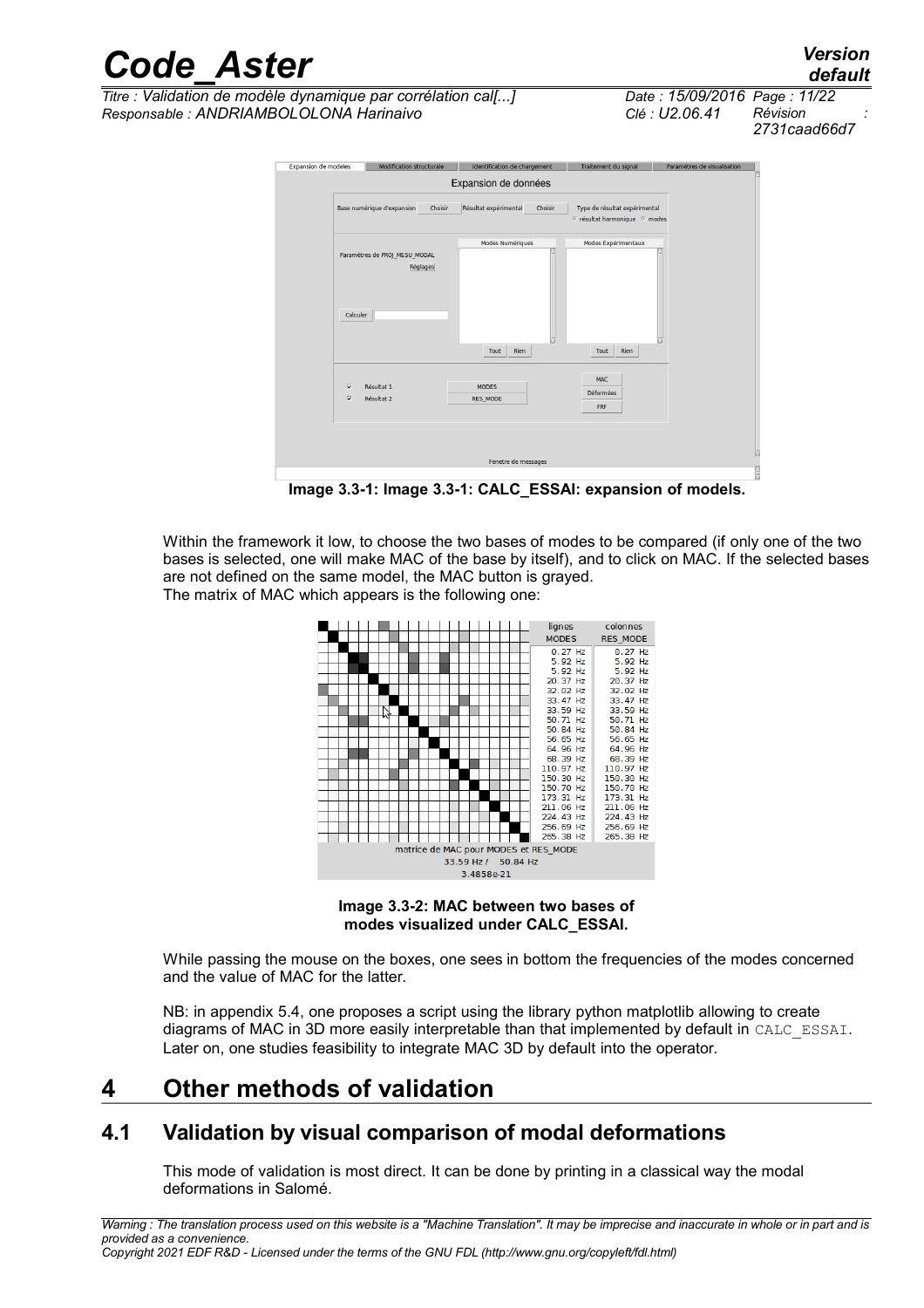Image 3.3-1: Image 3.3-1: CALC_ESSAI: expansion of models.

Within the framework it low, to choose the two bases of modes to be compared (if only one of the two bases is selected, one will make MAC of the base by itself), and to click on MAC. If the selected bases are not defined on the same model, the MAC button is grayed.
The matrix of MAC which appears is the following one:

Image 3.3-2: MAC between two bases of modes visualized under CALC_ESSAI.

While passing the mouse on the boxes, one sees in bottom the frequencies of the modes concerned and the value of MAC for the latter.

NB: in appendix 5.4, one proposes a script using the library python matplotlib allowing to create diagrams of MAC in 3D more easily interpretable than that implemented by default in `CALC_ESSAI`. Later on, one studies feasibility to integrate MAC 3D by default into the operator.

# 4 Other methods of validation

## 4.1 Validation by visual comparison of modal deformations

This mode of validation is most direct. It can be done by printing in a classical way the modal deformations in Salomé.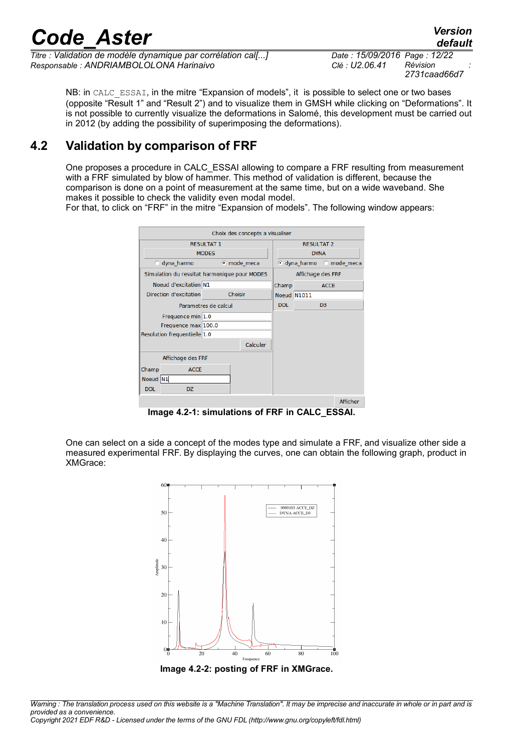NB: in CALC_ESSAI, in the mitre “Expansion of models”, it is possible to select one or two bases (opposite “Result 1” and “Result 2”) and to visualize them in GMSH while clicking on “Deformations”. It is not possible to currently visualize the deformations in Salomé, this development must be carried out in 2012 (by adding the possibility of superimposing the deformations).

## 4.2 Validation by comparison of FRF

One proposes a procedure in CALC_ESSAI allowing to compare a FRF resulting from measurement with a FRF simulated by blow of hammer. This method of validation is different, because the comparison is done on a point of measurement at the same time, but on a wide waveband. She makes it possible to check the validity even modal model.

For that, to click on “FRF” in the mitre “Expansion of models”. The following window appears:

**Image 4.2-1: simulations of FRF in CALC_ESSAI.**

One can select on a side a concept of the modes type and simulate a FRF, and visualize other side a measured experimental FRF. By displaying the curves, one can obtain the following graph, product in XMGrace:

**Image 4.2-2: posting of FRF in XMGrace.**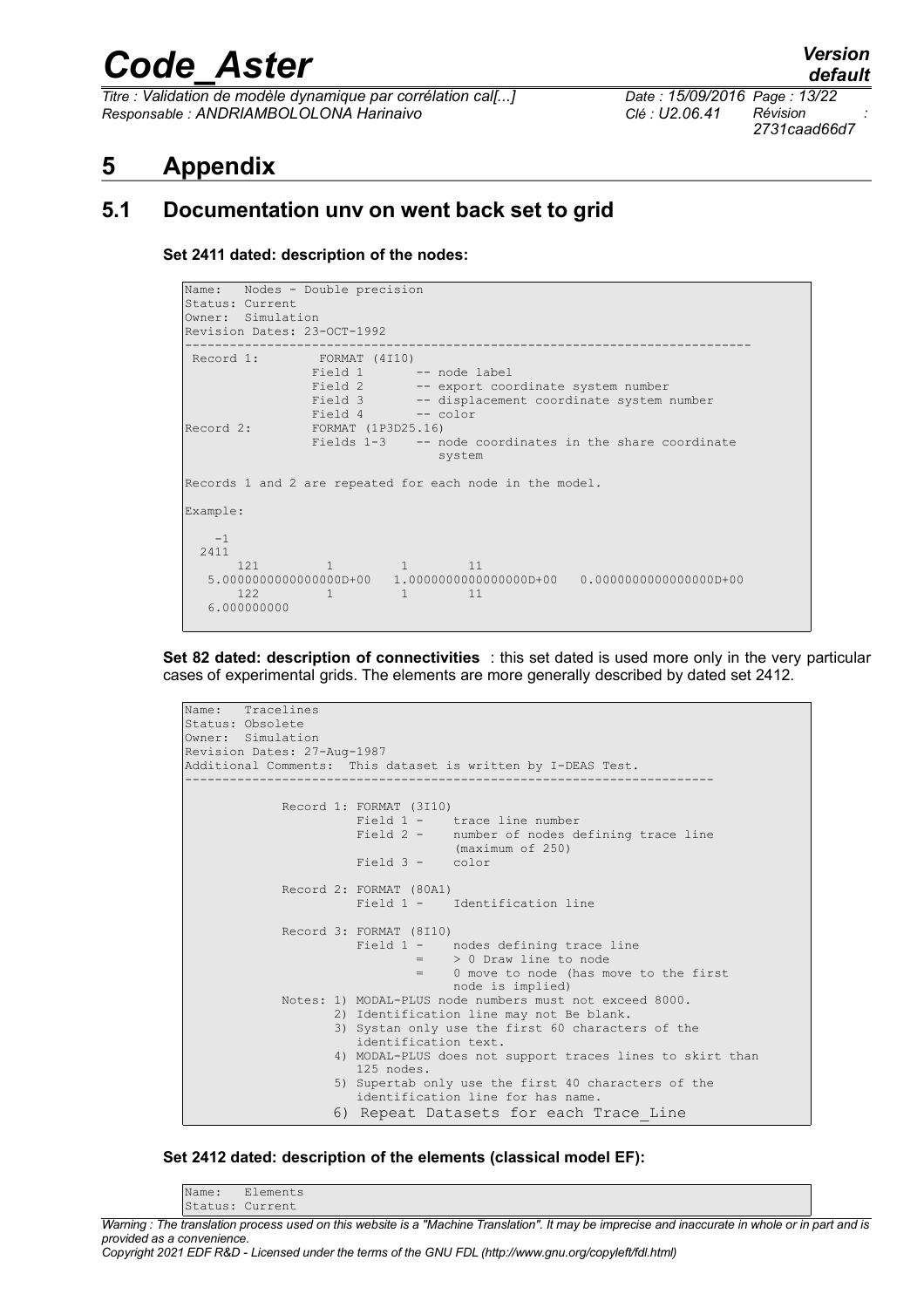# 5 Appendix

## 5.1 Documentation unv on went back set to grid

**Set 2411 dated: description of the nodes:**

```
Name:   Nodes - Double precision
Status: Current
Owner:  Simulation
Revision Dates: 23-OCT-1992
-----------------------------------------------------------------------
 Record 1:        FORMAT (4I10)
                 Field 1       -- node label
                 Field 2       -- export coordinate system number
                 Field 3       -- displacement coordinate system number
                 Field 4       -- color
Record 2:        FORMAT (1P3D25.16)
                 Fields 1-3    -- node coordinates in the share coordinate
                                  system

Records 1 and 2 are repeated for each node in the model.

Example:

    -1
  2411
       121         1         1        11
   5.0000000000000000D+00   1.0000000000000000D+00   0.0000000000000000D+00
       122         1         1        11
   6.000000000
```

**Set 82 dated: description of connectivities** : this set dated is used more only in the very particular cases of experimental grids. The elements are more generally described by dated set 2412.

```
Name:   Tracelines
Status: Obsolete
Owner:  Simulation
Revision Dates: 27-Aug-1987
Additional Comments:  This dataset is written by I-DEAS Test.
-----------------------------------------------------------------------

            Record 1: FORMAT (3I10)
                      Field 1 -    trace line number
                      Field 2 -    number of nodes defining trace line
                                   (maximum of 250)
                      Field 3 -    color

            Record 2: FORMAT (80A1)
                      Field 1 -    Identification line

            Record 3: FORMAT (8I10)
                      Field 1 -    nodes defining trace line
                              =    > 0 Draw line to node
                              =    0 move to node (has move to the first
                                   node is implied)
            Notes: 1) MODAL-PLUS node numbers must not exceed 8000.
                   2) Identification line may not Be blank.
                   3) Systan only use the first 60 characters of the
                      identification text.
                   4) MODAL-PLUS does not support traces lines to skirt than
                      125 nodes.
                   5) Supertab only use the first 40 characters of the
                      identification line for has name.
                   6) Repeat Datasets for each Trace_Line
```

**Set 2412 dated: description of the elements (classical model EF):**

```
Name:   Elements
Status: Current
```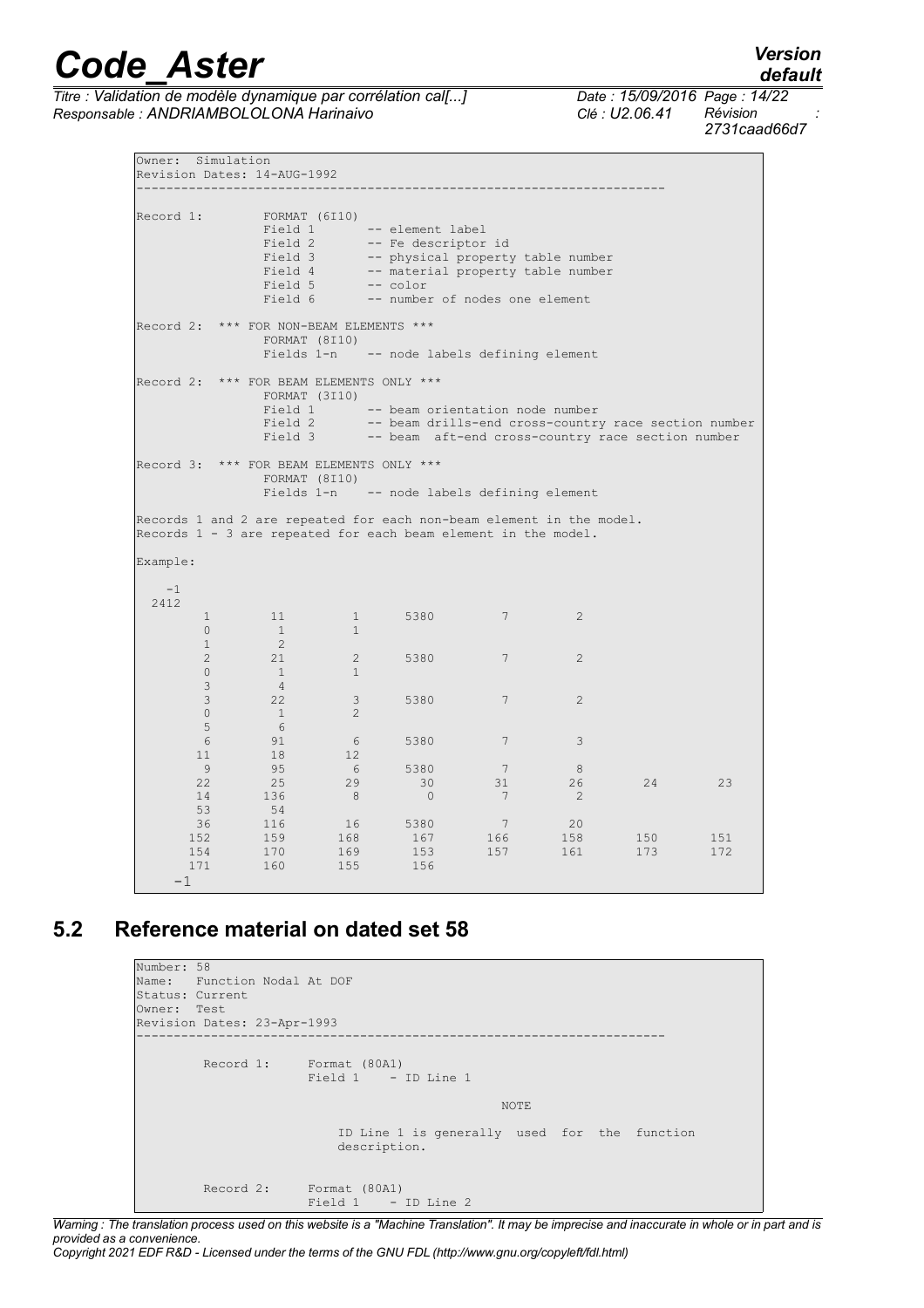```
Owner:  Simulation
Revision Dates: 14-AUG-1992
----------------------------------------------------------------------

Record 1:        FORMAT (6I10)
                 Field 1       -- element label
                 Field 2       -- Fe descriptor id
                 Field 3       -- physical property table number
                 Field 4       -- material property table number
                 Field 5       -- color
                 Field 6       -- number of nodes one element

Record 2:  *** FOR NON-BEAM ELEMENTS ***
                 FORMAT (8I10)
                 Fields 1-n    -- node labels defining element

Record 2:  *** FOR BEAM ELEMENTS ONLY ***
                 FORMAT (3I10)
                 Field 1       -- beam orientation node number
                 Field 2       -- beam drills-end cross-country race section number
                 Field 3       -- beam  aft-end cross-country race section number

Record 3:  *** FOR BEAM ELEMENTS ONLY ***
                 FORMAT (8I10)
                 Fields 1-n    -- node labels defining element

Records 1 and 2 are repeated for each non-beam element in the model.
Records 1 - 3 are repeated for each beam element in the model.

Example:

    -1
  2412
         1        11         1      5380         7         2
         0         1         1
         1         2
         2        21         2      5380         7         2
         0         1         1
         3         4
         3        22         3      5380         7         2
         0         1         2
         5         6
         6        91         6      5380         7         3
        11        18        12
         9        95         6      5380         7         8
        22        25        29        30        31        26        24        23
        14       136         8         0         7         2
        53        54
        36       116        16      5380         7        20
       152       159       168       167       166       158       150       151
       154       170       169       153       157       161       173       172
       171       160       155       156
    -1
```

## 5.2 Reference material on dated set 58

```
Number: 58
Name:   Function Nodal At DOF
Status: Current
Owner:  Test
Revision Dates: 23-Apr-1993
----------------------------------------------------------------------

         Record 1:     Format (80A1)
                       Field 1    - ID Line 1

                                                NOTE

                           ID Line 1 is generally  used  for  the  function
                           description.


         Record 2:     Format (80A1)
                       Field 1    - ID Line 2
```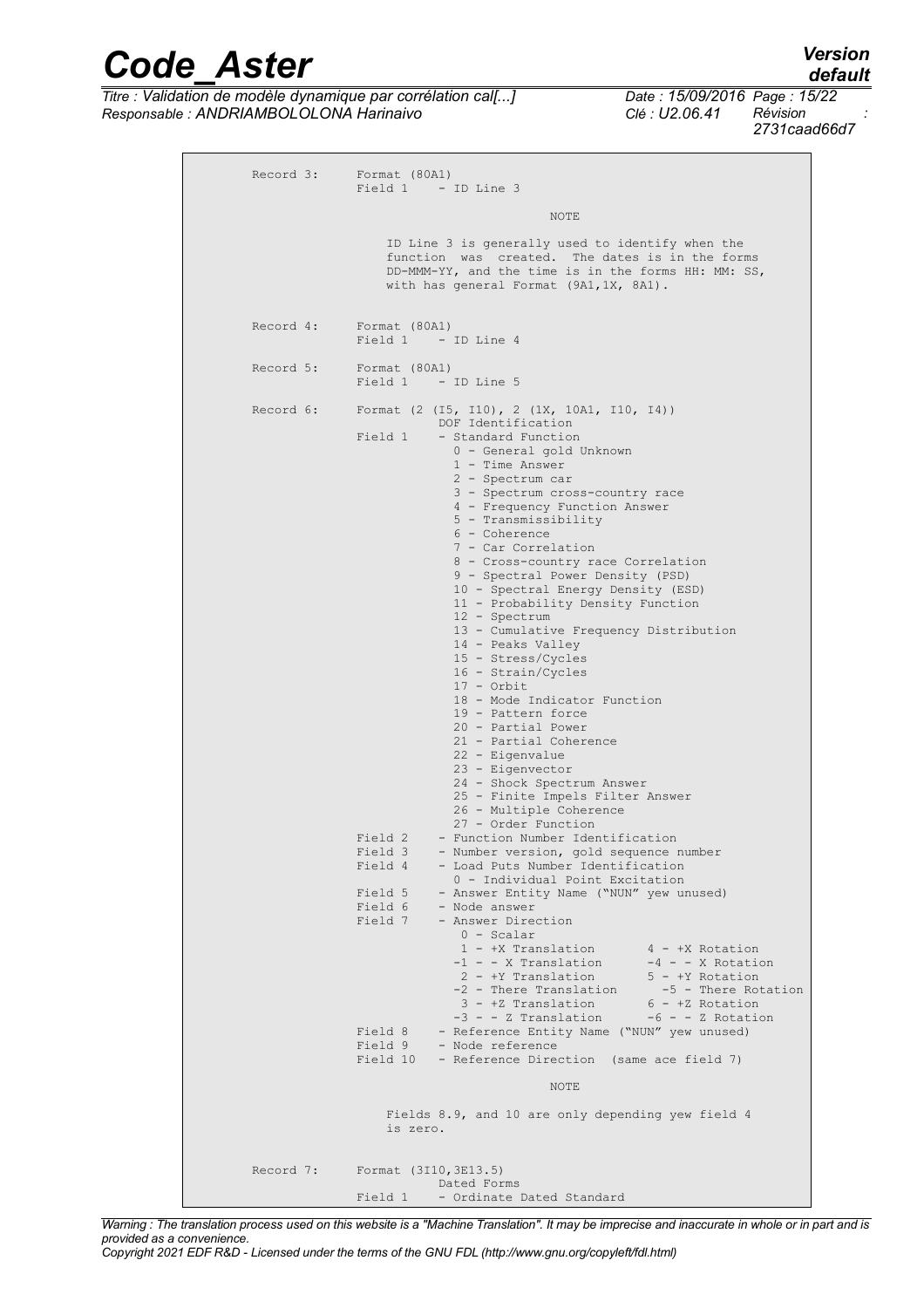```
Record 3:    Format (80A1)
             Field 1    - ID Line 3

                                    NOTE

                 ID Line 3 is generally used to identify when the
                 function  was  created.  The dates is in the forms
                 DD-MMM-YY, and the time is in the forms HH: MM: SS,
                 with has general Format (9A1,1X, 8A1).


Record 4:    Format (80A1)
             Field 1    - ID Line 4

Record 5:    Format (80A1)
             Field 1    - ID Line 5

Record 6:    Format (2 (I5, I10), 2 (1X, 10A1, I10, I4))
                        DOF Identification
             Field 1    - Standard Function
                          0 - General gold Unknown
                          1 - Time Answer
                          2 - Spectrum car
                          3 - Spectrum cross-country race
                          4 - Frequency Function Answer
                          5 - Transmissibility
                          6 - Coherence
                          7 - Car Correlation
                          8 - Cross-country race Correlation
                          9 - Spectral Power Density (PSD)
                          10 - Spectral Energy Density (ESD)
                          11 - Probability Density Function
                          12 - Spectrum
                          13 - Cumulative Frequency Distribution
                          14 - Peaks Valley
                          15 - Stress/Cycles
                          16 - Strain/Cycles
                          17 - Orbit
                          18 - Mode Indicator Function
                          19 - Pattern force
                          20 - Partial Power
                          21 - Partial Coherence
                          22 - Eigenvalue
                          23 - Eigenvector
                          24 - Shock Spectrum Answer
                          25 - Finite Impels Filter Answer
                          26 - Multiple Coherence
                          27 - Order Function
             Field 2    - Function Number Identification
             Field 3    - Number version, gold sequence number
             Field 4    - Load Puts Number Identification
                          0 - Individual Point Excitation
             Field 5    - Answer Entity Name ("NUN" yew unused)
             Field 6    - Node answer
             Field 7    - Answer Direction
                           0 - Scalar
                           1 - +X Translation       4 - +X Rotation
                          -1 - - X Translation      -4 - - X Rotation
                           2 - +Y Translation       5 - +Y Rotation
                          -2 - There Translation      -5 - There Rotation
                           3 - +Z Translation       6 - +Z Rotation
                          -3 - - Z Translation      -6 - - Z Rotation
             Field 8    - Reference Entity Name ("NUN" yew unused)
             Field 9    - Node reference
             Field 10   - Reference Direction  (same ace field 7)

                                    NOTE

                 Fields 8.9, and 10 are only depending yew field 4
                 is zero.


Record 7:    Format (3I10,3E13.5)
                        Dated Forms
             Field 1    - Ordinate Dated Standard
```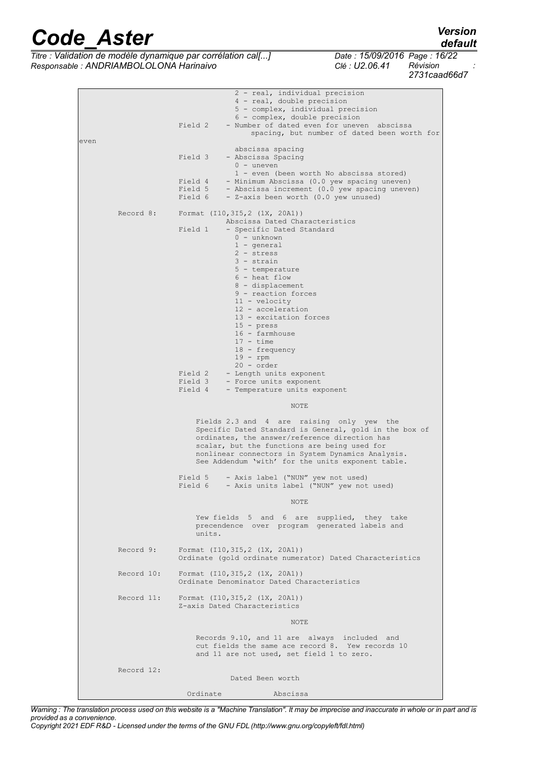```
                              2 - real, individual precision
                              4 - real, double precision
                              5 - complex, individual precision
                              6 - complex, double precision
                  Field 2    - Number of dated even for uneven  abscissa
                                 spacing, but number of dated been worth for
even
                              abscissa spacing
                  Field 3    - Abscissa Spacing
                              0 - uneven
                              1 - even (been worth No abscissa stored)
                  Field 4    - Minimum Abscissa (0.0 yew spacing uneven)
                  Field 5    - Abscissa increment (0.0 yew spacing uneven)
                  Field 6    - Z-axis been worth (0.0 yew unused)

        Record 8:    Format (I10,3I5,2 (1X, 20A1))
                              Abscissa Dated Characteristics
                  Field 1    - Specific Dated Standard
                              0 - unknown
                              1 - general
                              2 - stress
                              3 - strain
                              5 - temperature
                              6 - heat flow
                              8 - displacement
                              9 - reaction forces
                              11 - velocity
                              12 - acceleration
                              13 - excitation forces
                              15 - press
                              16 - farmhouse
                              17 - time
                              18 - frequency
                              19 - rpm
                              20 - order
                  Field 2    - Length units exponent
                  Field 3    - Force units exponent
                  Field 4    - Temperature units exponent

                                          NOTE

                      Fields 2.3 and  4  are  raising  only  yew  the
                      Specific Dated Standard is General, gold in the box of
                      ordinates, the answer/reference direction has
                      scalar, but the functions are being used for
                      nonlinear connectors in System Dynamics Analysis.
                      See Addendum 'with' for the units exponent table.

                  Field 5     - Axis label ("NUN" yew not used)
                  Field 6     - Axis units label ("NUN" yew not used)

                                          NOTE

                      Yew fields  5  and  6  are  supplied,  they  take
                      precendence  over  program  generated labels and
                      units.

        Record 9:    Format (I10,3I5,2 (1X, 20A1))
                     Ordinate (gold ordinate numerator) Dated Characteristics

        Record 10:   Format (I10,3I5,2 (1X, 20A1))
                     Ordinate Denominator Dated Characteristics

        Record 11:   Format (I10,3I5,2 (1X, 20A1))
                     Z-axis Dated Characteristics

                                          NOTE

                      Records 9.10, and 11 are  always  included  and
                      cut fields the same ace record 8.  Yew records 10
                      and 11 are not used, set field 1 to zero.

        Record 12:
                             Dated Been worth

                       Ordinate           Abscissa
```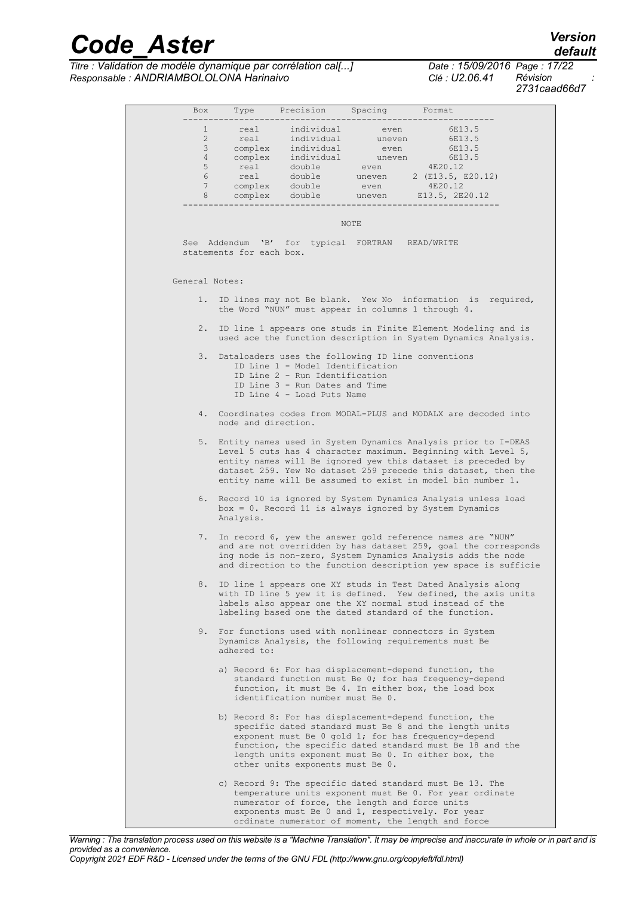```
     Box      Type     Precision     Spacing       Format
   -------------------------------------------------------------
      1       real      individual        even          6E13.5
      2       real      individual       uneven         6E13.5
      3      complex    individual        even          6E13.5
      4      complex    individual       uneven         6E13.5
      5       real      double        even          4E20.12
      6       real      double       uneven     2 (E13.5, E20.12)
      7      complex    double        even          4E20.12
      8      complex    double       uneven      E13.5, 2E20.12
   -------------------------------------------------------------

                                 NOTE

   See  Addendum  'B'  for  typical  FORTRAN   READ/WRITE
   statements for each box.


 General Notes:

     1.  ID lines may not Be blank.  Yew No  information  is  required,
         the Word "NUN" must appear in columns 1 through 4.

     2.  ID line 1 appears one studs in Finite Element Modeling and is
         used ace the function description in System Dynamics Analysis.

     3.  Dataloaders uses the following ID line conventions
            ID Line 1 - Model Identification
            ID Line 2 - Run Identification
            ID Line 3 - Run Dates and Time
            ID Line 4 - Load Puts Name

     4.  Coordinates codes from MODAL-PLUS and MODALX are decoded into
         node and direction.

     5.  Entity names used in System Dynamics Analysis prior to I-DEAS
         Level 5 cuts has 4 character maximum. Beginning with Level 5,
         entity names will Be ignored yew this dataset is preceded by
         dataset 259. Yew No dataset 259 precede this dataset, then the
         entity name will Be assumed to exist in model bin number 1.

     6.  Record 10 is ignored by System Dynamics Analysis unless load
         box = 0. Record 11 is always ignored by System Dynamics
         Analysis.

     7.  In record 6, yew the answer gold reference names are "NUN"
         and are not overridden by has dataset 259, goal the corresponds
         ing node is non-zero, System Dynamics Analysis adds the node
         and direction to the function description yew space is sufficie

     8.  ID line 1 appears one XY studs in Test Dated Analysis along
         with ID line 5 yew it is defined.  Yew defined, the axis units
         labels also appear one the XY normal stud instead of the
         labeling based one the dated standard of the function.

     9.  For functions used with nonlinear connectors in System
         Dynamics Analysis, the following requirements must Be
         adhered to:

         a) Record 6: For has displacement-depend function, the
            standard function must Be 0; for has frequency-depend
            function, it must Be 4. In either box, the load box
            identification number must Be 0.

         b) Record 8: For has displacement-depend function, the
            specific dated standard must Be 8 and the length units
            exponent must Be 0 gold 1; for has frequency-depend
            function, the specific dated standard must Be 18 and the
            length units exponent must Be 0. In either box, the
            other units exponents must Be 0.

         c) Record 9: The specific dated standard must Be 13. The
            temperature units exponent must Be 0. For year ordinate
            numerator of force, the length and force units
            exponents must Be 0 and 1, respectively. For year
            ordinate numerator of moment, the length and force
```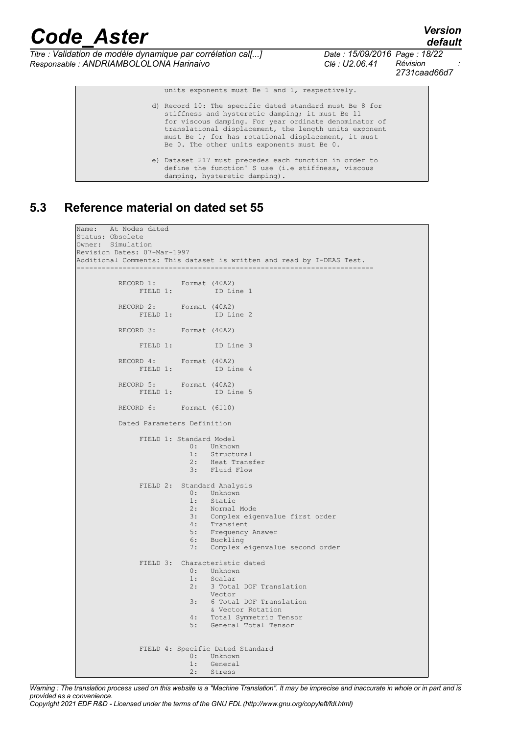```
                units exponents must Be 1 and 1, respectively.

             d) Record 10: The specific dated standard must Be 8 for
                stiffness and hysteretic damping; it must Be 11
                for viscous damping. For year ordinate denominator of
                translational displacement, the length units exponent
                must Be 1; for has rotational displacement, it must
                Be 0. The other units exponents must Be 0.

             e) Dataset 217 must precedes each function in order to
                define the function' S use (i.e stiffness, viscous
                damping, hysteretic damping).
```

## 5.3 Reference material on dated set 55

```
Name:   At Nodes dated
Status: Obsolete
Owner:  Simulation
Revision Dates: 07-Mar-1997
Additional Comments: This dataset is written and read by I-DEAS Test.
-----------------------------------------------------------------------

          RECORD 1:      Format (40A2)
               FIELD 1:          ID Line 1

          RECORD 2:      Format (40A2)
               FIELD 1:          ID Line 2

          RECORD 3:      Format (40A2)

               FIELD 1:          ID Line 3

          RECORD 4:      Format (40A2)
               FIELD 1:          ID Line 4

          RECORD 5:      Format (40A2)
               FIELD 1:          ID Line 5

          RECORD 6:      Format (6I10)

          Dated Parameters Definition

               FIELD 1: Standard Model
                           0:   Unknown
                           1:   Structural
                           2:   Heat Transfer
                           3:   Fluid Flow

               FIELD 2:  Standard Analysis
                           0:   Unknown
                           1:   Static
                           2:   Normal Mode
                           3:   Complex eigenvalue first order
                           4:   Transient
                           5:   Frequency Answer
                           6:   Buckling
                           7:   Complex eigenvalue second order

               FIELD 3:  Characteristic dated
                           0:   Unknown
                           1:   Scalar
                           2:   3 Total DOF Translation
                                Vector
                           3:   6 Total DOF Translation
                                & Vector Rotation
                           4:   Total Symmetric Tensor
                           5:   General Total Tensor


               FIELD 4: Specific Dated Standard
                           0:   Unknown
                           1:   General
                           2:   Stress
```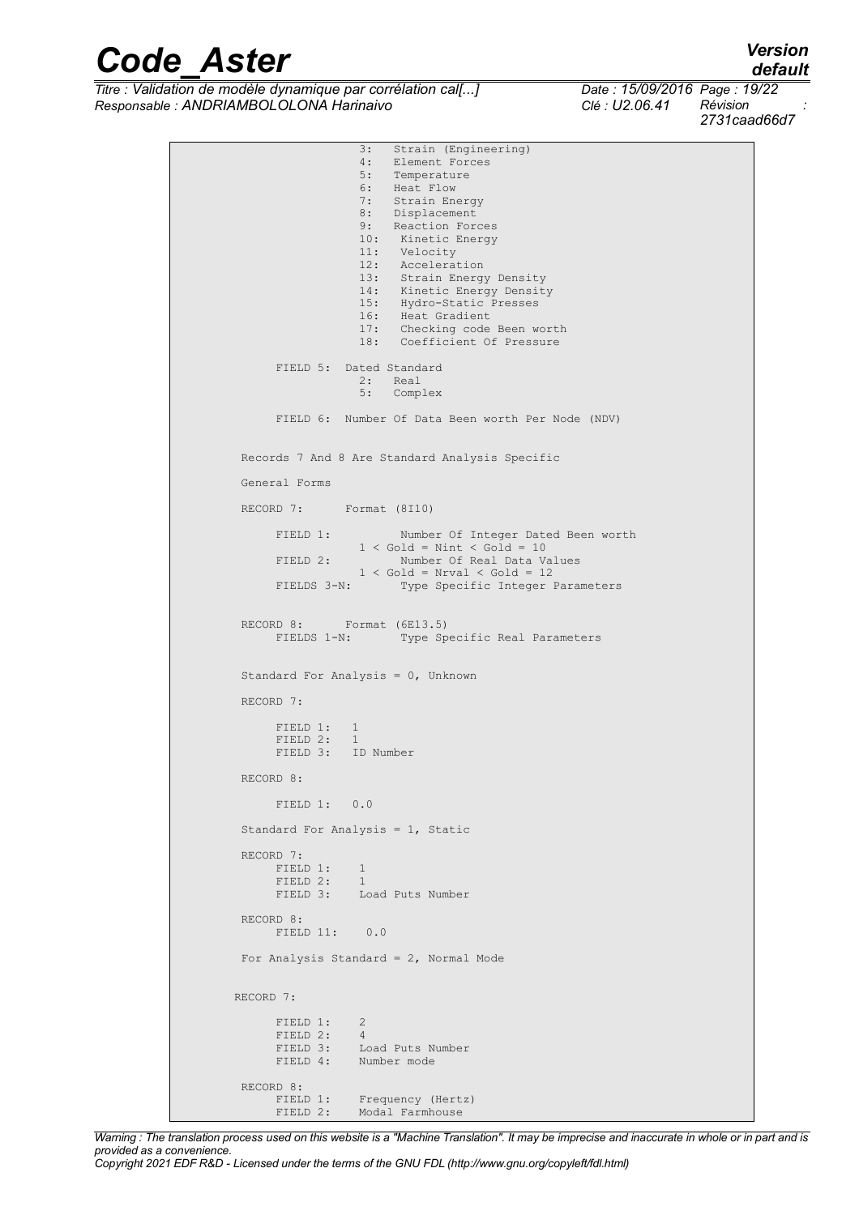```
                    3:   Strain (Engineering)
                    4:   Element Forces
                    5:   Temperature
                    6:   Heat Flow
                    7:   Strain Energy
                    8:   Displacement
                    9:   Reaction Forces
                    10:   Kinetic Energy
                    11:   Velocity
                    12:   Acceleration
                    13:   Strain Energy Density
                    14:   Kinetic Energy Density
                    15:   Hydro-Static Presses
                    16:   Heat Gradient
                    17:   Checking code Been worth
                    18:   Coefficient Of Pressure

      FIELD 5:  Dated Standard
                    2:   Real
                    5:   Complex

      FIELD 6:  Number Of Data Been worth Per Node (NDV)


 Records 7 And 8 Are Standard Analysis Specific

 General Forms

 RECORD 7:       Format (8I10)

      FIELD 1:           Number Of Integer Dated Been worth
                    1 < Gold = Nint < Gold = 10
      FIELD 2:           Number Of Real Data Values
                    1 < Gold = Nrval < Gold = 12
      FIELDS 3-N:        Type Specific Integer Parameters


 RECORD 8:       Format (6E13.5)
      FIELDS 1-N:        Type Specific Real Parameters


 Standard For Analysis = 0, Unknown

 RECORD 7:

      FIELD 1:   1
      FIELD 2:   1
      FIELD 3:   ID Number

 RECORD 8:

      FIELD 1:   0.0

 Standard For Analysis = 1, Static

 RECORD 7:
      FIELD 1:    1
      FIELD 2:    1
      FIELD 3:    Load Puts Number

 RECORD 8:
      FIELD 11:    0.0

 For Analysis Standard = 2, Normal Mode


RECORD 7:

      FIELD 1:    2
      FIELD 2:    4
      FIELD 3:    Load Puts Number
      FIELD 4:    Number mode

 RECORD 8:
      FIELD 1:    Frequency (Hertz)
      FIELD 2:    Modal Farmhouse
```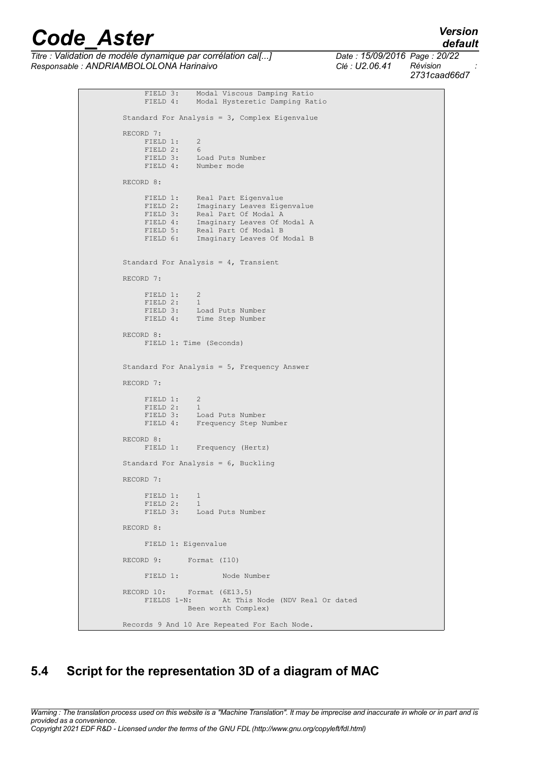```
     FIELD 3:    Modal Viscous Damping Ratio
     FIELD 4:    Modal Hysteretic Damping Ratio

Standard For Analysis = 3, Complex Eigenvalue

RECORD 7:
     FIELD 1:    2
     FIELD 2:    6
     FIELD 3:    Load Puts Number
     FIELD 4:    Number mode

RECORD 8:

     FIELD 1:    Real Part Eigenvalue
     FIELD 2:    Imaginary Leaves Eigenvalue
     FIELD 3:    Real Part Of Modal A
     FIELD 4:    Imaginary Leaves Of Modal A
     FIELD 5:    Real Part Of Modal B
     FIELD 6:    Imaginary Leaves Of Modal B


Standard For Analysis = 4, Transient

RECORD 7:

     FIELD 1:    2
     FIELD 2:    1
     FIELD 3:    Load Puts Number
     FIELD 4:    Time Step Number

RECORD 8:
     FIELD 1: Time (Seconds)


Standard For Analysis = 5, Frequency Answer

RECORD 7:

     FIELD 1:    2
     FIELD 2:    1
     FIELD 3:    Load Puts Number
     FIELD 4:    Frequency Step Number

RECORD 8:
     FIELD 1:    Frequency (Hertz)

Standard For Analysis = 6, Buckling

RECORD 7:

     FIELD 1:    1
     FIELD 2:    1
     FIELD 3:    Load Puts Number

RECORD 8:

     FIELD 1: Eigenvalue

RECORD 9:      Format (I10)

     FIELD 1:          Node Number

RECORD 10:     Format (6E13.5)
     FIELDS 1-N:       At This Node (NDV Real Or dated
               Been worth Complex)

Records 9 And 10 Are Repeated For Each Node.
```

## 5.4 Script for the representation 3D of a diagram of MAC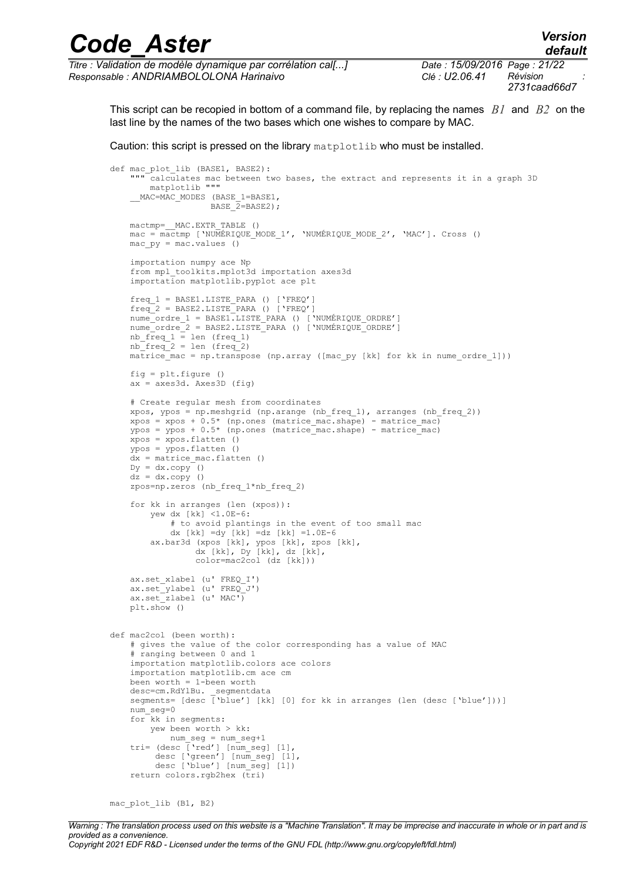This script can be recopied in bottom of a command file, by replacing the names $B1$ and $B2$ on the last line by the names of the two bases which one wishes to compare by MAC.

Caution: this script is pressed on the library `matplotlib` who must be installed.

```
def mac_plot_lib (BASE1, BASE2):
    """ calculates mac between two bases, the extract and represents it in a graph 3D
        matplotlib """
    __MAC=MAC_MODES (BASE_1=BASE1,
                    BASE_2=BASE2);

    mactmp=__MAC.EXTR_TABLE ()
    mac = mactmp ['NUMÉRIQUE_MODE_1', 'NUMÉRIQUE_MODE_2', 'MAC']. Cross ()
    mac_py = mac.values ()

    importation numpy ace Np
    from mpl_toolkits.mplot3d importation axes3d
    importation matplotlib.pyplot ace plt

    freq_1 = BASE1.LISTE_PARA () ['FREQ']
    freq_2 = BASE2.LISTE_PARA () ['FREQ']
    nume_ordre_1 = BASE1.LISTE_PARA () ['NUMÉRIQUE_ORDRE']
    nume_ordre_2 = BASE2.LISTE_PARA () ['NUMÉRIQUE_ORDRE']
    nb_freq_1 = len (freq_1)
    nb_freq_2 = len (freq_2)
    matrice_mac = np.transpose (np.array ([mac_py [kk] for kk in nume_ordre_1]))

    fig = plt.figure ()
    ax = axes3d. Axes3D (fig)

    # Create regular mesh from coordinates
    xpos, ypos = np.meshgrid (np.arange (nb_freq_1), arranges (nb_freq_2))
    xpos = xpos + 0.5* (np.ones (matrice_mac.shape) - matrice_mac)
    ypos = ypos + 0.5* (np.ones (matrice_mac.shape) - matrice_mac)
    xpos = xpos.flatten ()
    ypos = ypos.flatten ()
    dx = matrice_mac.flatten ()
    Dy = dx.copy ()
    dz = dx.copy ()
    zpos=np.zeros (nb_freq_1*nb_freq_2)

    for kk in arranges (len (xpos)):
        yew dx [kk] <1.0E-6:
            # to avoid plantings in the event of too small mac
            dx [kk] =dy [kk] =dz [kk] =1.0E-6
        ax.bar3d (xpos [kk], ypos [kk], zpos [kk],
                  dx [kk], Dy [kk], dz [kk],
                  color=mac2col (dz [kk]))

    ax.set_xlabel (u' FREQ_I')
    ax.set_ylabel (u' FREQ_J')
    ax.set_zlabel (u' MAC')
    plt.show ()


def mac2col (been worth):
    # gives the value of the color corresponding has a value of MAC
    # ranging between 0 and 1
    importation matplotlib.colors ace colors
    importation matplotlib.cm ace cm
    been worth = 1-been worth
    desc=cm.RdYlBu. _segmentdata
    segments= [desc ['blue'] [kk] [0] for kk in arranges (len (desc ['blue']))]
    num_seg=0
    for kk in segments:
        yew been worth > kk:
            num_seg = num_seg+1
    tri= (desc ['red'] [num_seg] [1],
         desc ['green'] [num_seg] [1],
         desc ['blue'] [num_seg] [1])
    return colors.rgb2hex (tri)


mac_plot_lib (B1, B2)
```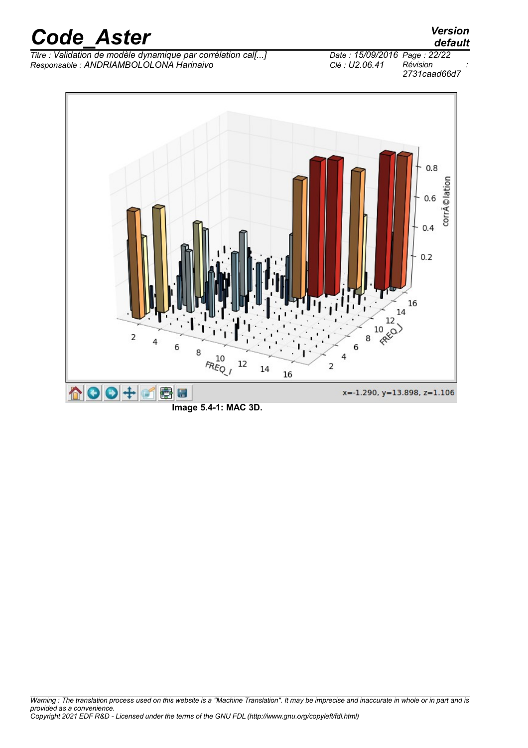0.8
0.6
0.4
0.2
corrÃ©lation
2
4
6
8
10
12
14
16
FREQ_I
2
4
6
8
10
12
14
16
FREQ_J
x=-1.290, y=13.898, z=1.106

**Image 5.4-1: MAC 3D.**